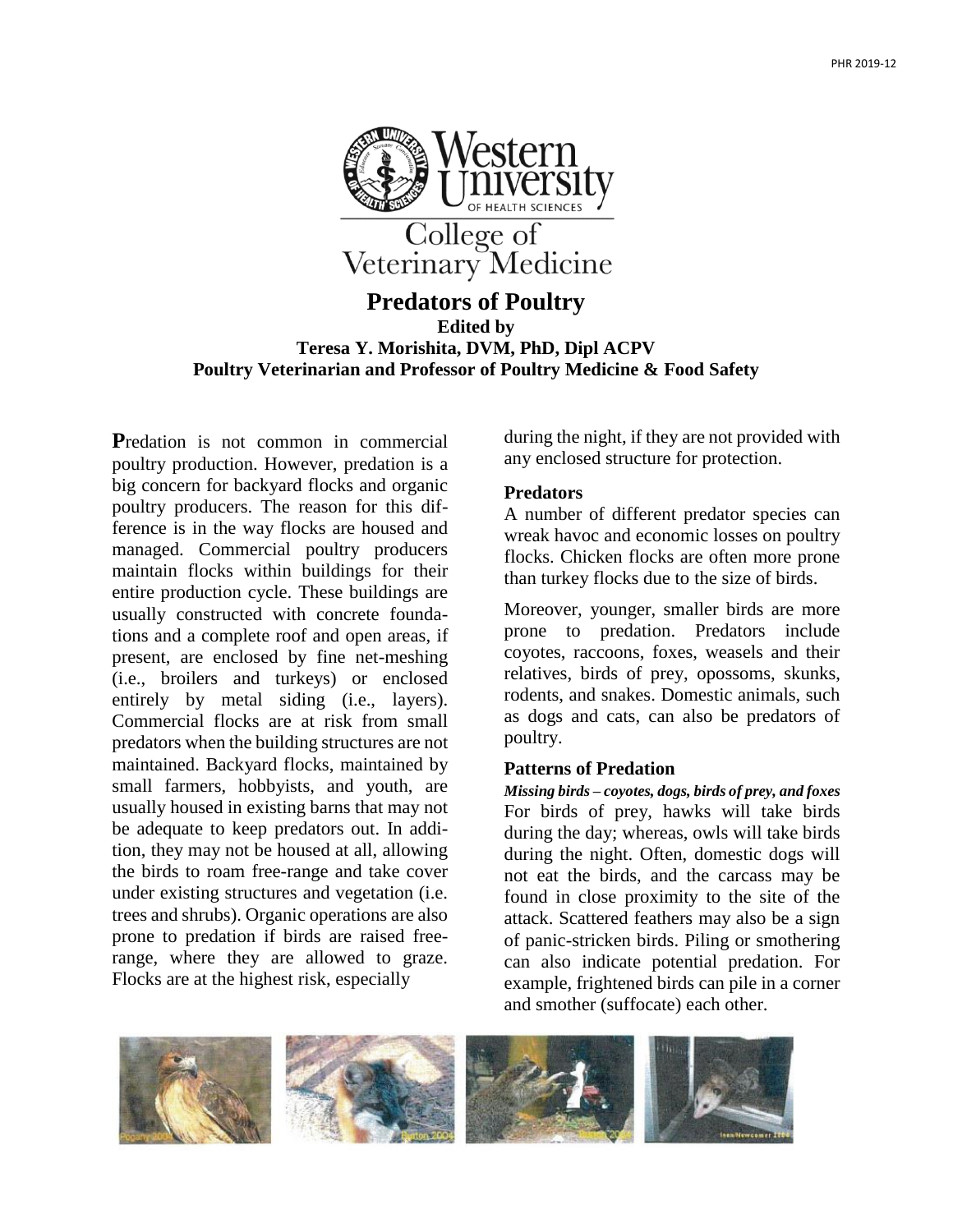# Predators of Poultry

**Edited by**
**Teresa Y. Morishita, DVM, PhD, Dipl ACPV**
**Poultry Veterinarian and Professor of Poultry Medicine & Food Safety**

**P**redation is not common in commercial poultry production. However, predation is a big concern for backyard flocks and organic poultry producers. The reason for this difference is in the way flocks are housed and managed. Commercial poultry producers maintain flocks within buildings for their entire production cycle. These buildings are usually constructed with concrete foundations and a complete roof and open areas, if present, are enclosed by fine net-meshing (i.e., broilers and turkeys) or enclosed entirely by metal siding (i.e., layers). Commercial flocks are at risk from small predators when the building structures are not maintained. Backyard flocks, maintained by small farmers, hobbyists, and youth, are usually housed in existing barns that may not be adequate to keep predators out. In addition, they may not be housed at all, allowing the birds to roam free-range and take cover under existing structures and vegetation (i.e. trees and shrubs). Organic operations are also prone to predation if birds are raised free-range, where they are allowed to graze. Flocks are at the highest risk, especially during the night, if they are not provided with any enclosed structure for protection.

### Predators

A number of different predator species can wreak havoc and economic losses on poultry flocks. Chicken flocks are often more prone than turkey flocks due to the size of birds.

Moreover, younger, smaller birds are more prone to predation. Predators include coyotes, raccoons, foxes, weasels and their relatives, birds of prey, opossoms, skunks, rodents, and snakes. Domestic animals, such as dogs and cats, can also be predators of poultry.

### Patterns of Predation

***Missing birds – coyotes, dogs, birds of prey, and foxes***

For birds of prey, hawks will take birds during the day; whereas, owls will take birds during the night. Often, domestic dogs will not eat the birds, and the carcass may be found in close proximity to the site of the attack. Scattered feathers may also be a sign of panic-stricken birds. Piling or smothering can also indicate potential predation. For example, frightened birds can pile in a corner and smother (suffocate) each other.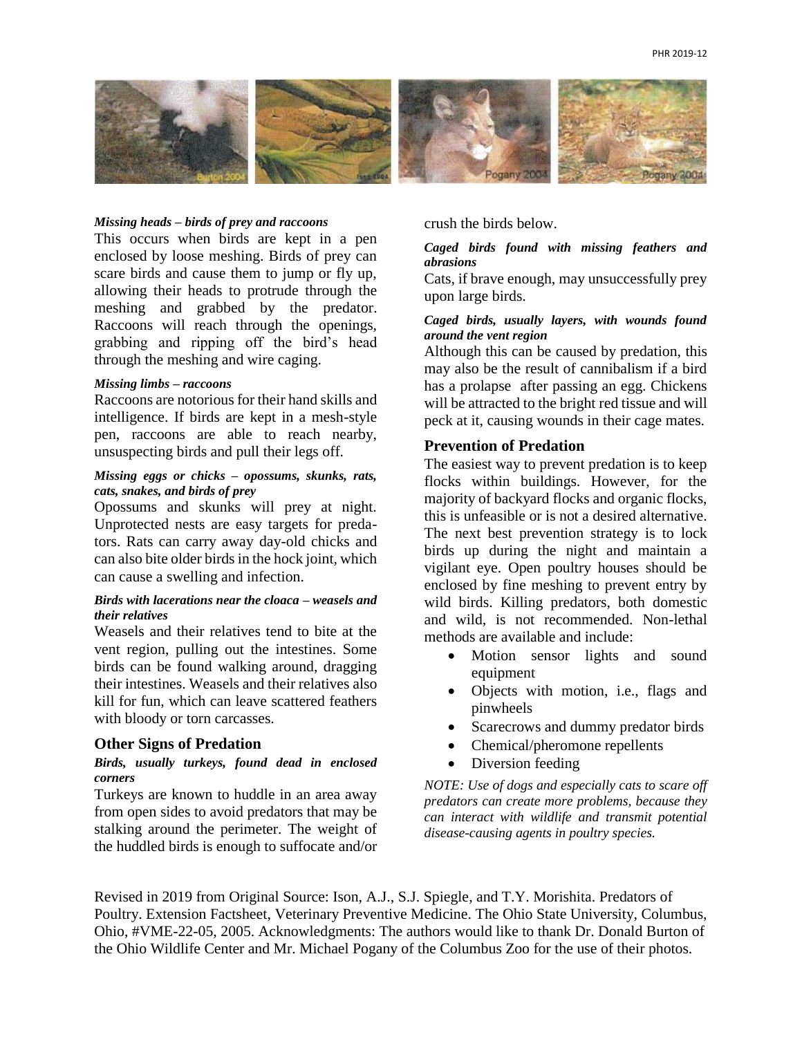***Missing heads – birds of prey and raccoons***

This occurs when birds are kept in a pen enclosed by loose meshing. Birds of prey can scare birds and cause them to jump or fly up, allowing their heads to protrude through the meshing and grabbed by the predator. Raccoons will reach through the openings, grabbing and ripping off the bird's head through the meshing and wire caging.

***Missing limbs – raccoons***

Raccoons are notorious for their hand skills and intelligence. If birds are kept in a mesh-style pen, raccoons are able to reach nearby, unsuspecting birds and pull their legs off.

***Missing eggs or chicks – opossums, skunks, rats, cats, snakes, and birds of prey***

Opossums and skunks will prey at night. Unprotected nests are easy targets for predators. Rats can carry away day-old chicks and can also bite older birds in the hock joint, which can cause a swelling and infection.

***Birds with lacerations near the cloaca – weasels and their relatives***

Weasels and their relatives tend to bite at the vent region, pulling out the intestines. Some birds can be found walking around, dragging their intestines. Weasels and their relatives also kill for fun, which can leave scattered feathers with bloody or torn carcasses.

## Other Signs of Predation

***Birds, usually turkeys, found dead in enclosed corners***

Turkeys are known to huddle in an area away from open sides to avoid predators that may be stalking around the perimeter. The weight of the huddled birds is enough to suffocate and/or crush the birds below.

***Caged birds found with missing feathers and abrasions***

Cats, if brave enough, may unsuccessfully prey upon large birds.

***Caged birds, usually layers, with wounds found around the vent region***

Although this can be caused by predation, this may also be the result of cannibalism if a bird has a prolapse after passing an egg. Chickens will be attracted to the bright red tissue and will peck at it, causing wounds in their cage mates.

## Prevention of Predation

The easiest way to prevent predation is to keep flocks within buildings. However, for the majority of backyard flocks and organic flocks, this is unfeasible or is not a desired alternative. The next best prevention strategy is to lock birds up during the night and maintain a vigilant eye. Open poultry houses should be enclosed by fine meshing to prevent entry by wild birds. Killing predators, both domestic and wild, is not recommended. Non-lethal methods are available and include:

- Motion sensor lights and sound equipment
- Objects with motion, i.e., flags and pinwheels
- Scarecrows and dummy predator birds
- Chemical/pheromone repellents
- Diversion feeding

*NOTE: Use of dogs and especially cats to scare off predators can create more problems, because they can interact with wildlife and transmit potential disease-causing agents in poultry species.*

Revised in 2019 from Original Source: Ison, A.J., S.J. Spiegle, and T.Y. Morishita. Predators of Poultry. Extension Factsheet, Veterinary Preventive Medicine. The Ohio State University, Columbus, Ohio, #VME-22-05, 2005. Acknowledgments: The authors would like to thank Dr. Donald Burton of the Ohio Wildlife Center and Mr. Michael Pogany of the Columbus Zoo for the use of their photos.